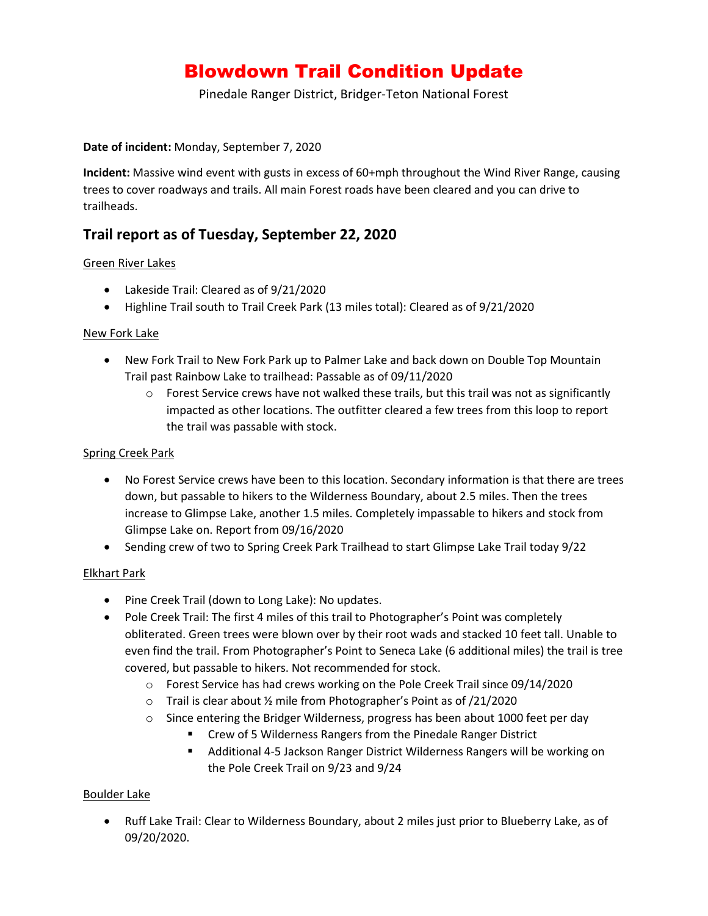# Blowdown Trail Condition Update

Pinedale Ranger District, Bridger-Teton National Forest

**Date of incident:** Monday, September 7, 2020

**Incident:** Massive wind event with gusts in excess of 60+mph throughout the Wind River Range, causing trees to cover roadways and trails. All main Forest roads have been cleared and you can drive to trailheads.

## Trail report as of Tuesday, September 22, 2020

Green River Lakes

- Lakeside Trail: Cleared as of 9/21/2020
- Highline Trail south to Trail Creek Park (13 miles total): Cleared as of 9/21/2020

New Fork Lake

- New Fork Trail to New Fork Park up to Palmer Lake and back down on Double Top Mountain Trail past Rainbow Lake to trailhead: Passable as of 09/11/2020
  - Forest Service crews have not walked these trails, but this trail was not as significantly impacted as other locations. The outfitter cleared a few trees from this loop to report the trail was passable with stock.

Spring Creek Park

- No Forest Service crews have been to this location. Secondary information is that there are trees down, but passable to hikers to the Wilderness Boundary, about 2.5 miles. Then the trees increase to Glimpse Lake, another 1.5 miles. Completely impassable to hikers and stock from Glimpse Lake on. Report from 09/16/2020
- Sending crew of two to Spring Creek Park Trailhead to start Glimpse Lake Trail today 9/22

Elkhart Park

- Pine Creek Trail (down to Long Lake): No updates.
- Pole Creek Trail: The first 4 miles of this trail to Photographer's Point was completely obliterated. Green trees were blown over by their root wads and stacked 10 feet tall. Unable to even find the trail. From Photographer's Point to Seneca Lake (6 additional miles) the trail is tree covered, but passable to hikers. Not recommended for stock.
  - Forest Service has had crews working on the Pole Creek Trail since 09/14/2020
  - Trail is clear about ½ mile from Photographer's Point as of /21/2020
  - Since entering the Bridger Wilderness, progress has been about 1000 feet per day
    - Crew of 5 Wilderness Rangers from the Pinedale Ranger District
    - Additional 4-5 Jackson Ranger District Wilderness Rangers will be working on the Pole Creek Trail on 9/23 and 9/24

Boulder Lake

- Ruff Lake Trail: Clear to Wilderness Boundary, about 2 miles just prior to Blueberry Lake, as of 09/20/2020.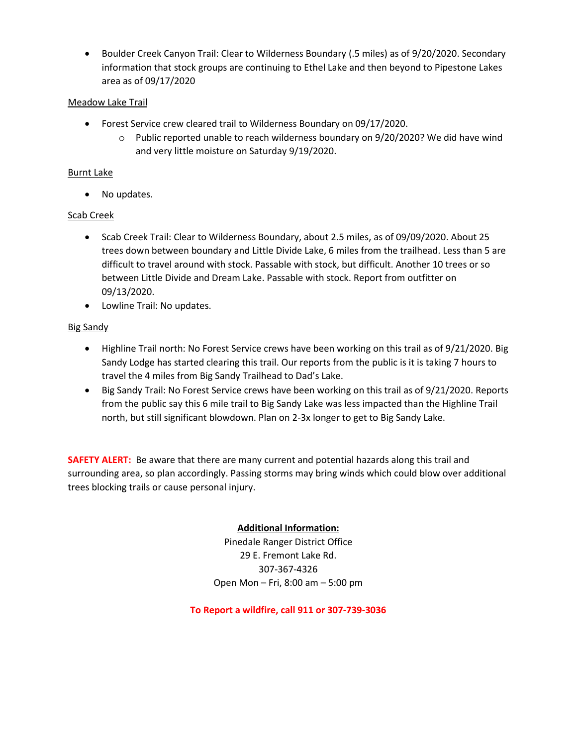- Boulder Creek Canyon Trail: Clear to Wilderness Boundary (.5 miles) as of 9/20/2020. Secondary information that stock groups are continuing to Ethel Lake and then beyond to Pipestone Lakes area as of 09/17/2020

Meadow Lake Trail

- Forest Service crew cleared trail to Wilderness Boundary on 09/17/2020.
  - Public reported unable to reach wilderness boundary on 9/20/2020? We did have wind and very little moisture on Saturday 9/19/2020.

Burnt Lake

- No updates.

Scab Creek

- Scab Creek Trail: Clear to Wilderness Boundary, about 2.5 miles, as of 09/09/2020. About 25 trees down between boundary and Little Divide Lake, 6 miles from the trailhead. Less than 5 are difficult to travel around with stock. Passable with stock, but difficult. Another 10 trees or so between Little Divide and Dream Lake. Passable with stock. Report from outfitter on 09/13/2020.
- Lowline Trail: No updates.

Big Sandy

- Highline Trail north: No Forest Service crews have been working on this trail as of 9/21/2020. Big Sandy Lodge has started clearing this trail. Our reports from the public is it is taking 7 hours to travel the 4 miles from Big Sandy Trailhead to Dad's Lake.
- Big Sandy Trail: No Forest Service crews have been working on this trail as of 9/21/2020. Reports from the public say this 6 mile trail to Big Sandy Lake was less impacted than the Highline Trail north, but still significant blowdown. Plan on 2-3x longer to get to Big Sandy Lake.

**SAFETY ALERT:** Be aware that there are many current and potential hazards along this trail and surrounding area, so plan accordingly. Passing storms may bring winds which could blow over additional trees blocking trails or cause personal injury.

**Additional Information:**

Pinedale Ranger District Office
29 E. Fremont Lake Rd.
307-367-4326
Open Mon – Fri, 8:00 am – 5:00 pm

**To Report a wildfire, call 911 or 307-739-3036**